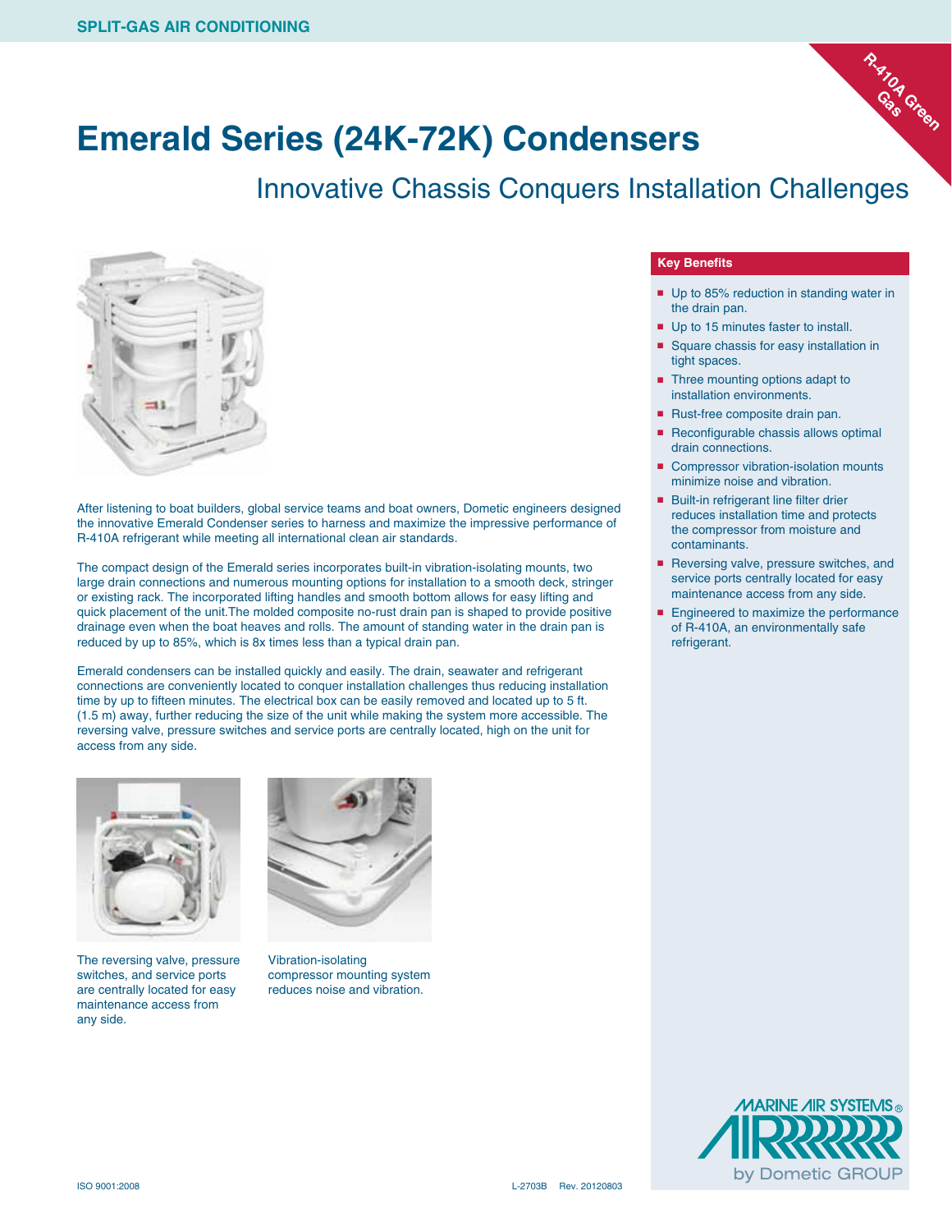SPLIT-GAS AIR CONDITIONING

R-410A Green Gas

# Emerald Series (24K-72K) Condensers

## Innovative Chassis Conquers Installation Challenges

After listening to boat builders, global service teams and boat owners, Dometic engineers designed the innovative Emerald Condenser series to harness and maximize the impressive performance of R-410A refrigerant while meeting all international clean air standards.

The compact design of the Emerald series incorporates built-in vibration-isolating mounts, two large drain connections and numerous mounting options for installation to a smooth deck, stringer or existing rack. The incorporated lifting handles and smooth bottom allows for easy lifting and quick placement of the unit.The molded composite no-rust drain pan is shaped to provide positive drainage even when the boat heaves and rolls. The amount of standing water in the drain pan is reduced by up to 85%, which is 8x times less than a typical drain pan.

Emerald condensers can be installed quickly and easily. The drain, seawater and refrigerant connections are conveniently located to conquer installation challenges thus reducing installation time by up to fifteen minutes. The electrical box can be easily removed and located up to 5 ft. (1.5 m) away, further reducing the size of the unit while making the system more accessible. The reversing valve, pressure switches and service ports are centrally located, high on the unit for access from any side.

The reversing valve, pressure switches, and service ports are centrally located for easy maintenance access from any side.

Vibration-isolating compressor mounting system reduces noise and vibration.

### Key Benefits

- Up to 85% reduction in standing water in the drain pan.
- Up to 15 minutes faster to install.
- Square chassis for easy installation in tight spaces.
- Three mounting options adapt to installation environments.
- Rust-free composite drain pan.
- Reconfigurable chassis allows optimal drain connections.
- Compressor vibration-isolation mounts minimize noise and vibration.
- Built-in refrigerant line filter drier reduces installation time and protects the compressor from moisture and contaminants.
- Reversing valve, pressure switches, and service ports centrally located for easy maintenance access from any side.
- Engineered to maximize the performance of R-410A, an environmentally safe refrigerant.

MARINE AIR SYSTEMS® by Dometic GROUP

ISO 9001:2008

L-2703B Rev. 20120803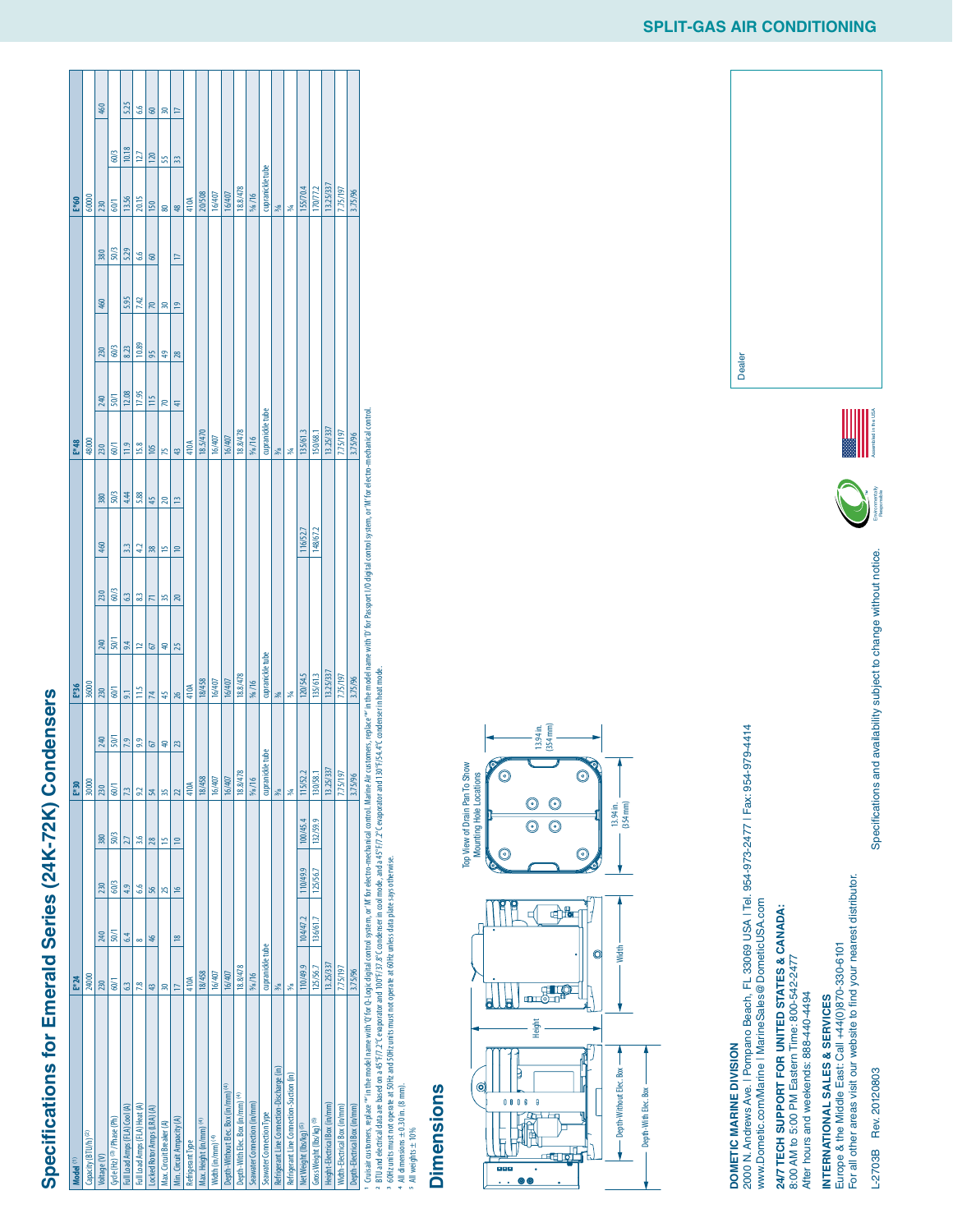# Specifications for Emerald Series (24K-72K) Condensers

| Model [1] | E*24 | | | | E*30 | | E*36 | | | | | E*48 | | | | | E*60 | | |
|---|---|---|---|---|---|---|---|---|---|---|---|---|---|---|---|---|---|---|---|
| Capacity (BTU/h) [2] | 24000 | | | | 30000 | | 36000 | | | | | 48000 | | | | | 60000 | | |
| Voltage (V) | 230 | 240 | 230 | 380 | 230 | 240 | 230 | 240 | 230 | 460 | 380 | 230 | 240 | 230 | 460 | 380 | 230 | | 460 |
| Cycle (Hz) [3] / Phase (Ph) | 60/1 | 50/1 | 60/3 | 50/3 | 60/1 | 50/1 | 60/1 | 50/1 | 60/3 | | 50/3 | 60/1 | 50/1 | 60/3 | | 50/3 | 60/1 | 60/3 | |
| Full Load Amps (FLA) Cool (A) | 6.3 | 6.4 | 4.9 | 2.7 | 7.3 | 7.9 | 9.1 | 9.4 | 6.3 | 3.3 | 4.44 | 11.9 | 12.08 | 8.23 | 5.95 | 5.29 | 13.56 | 10.18 | 5.25 |
| Full Load Amps (FLA) Heat (A) | 7.8 | 8 | 6.6 | 3.6 | 9.2 | 9.9 | 11.5 | 12 | 8.3 | 4.2 | 5.88 | 15.8 | 17.95 | 10.89 | 7.42 | 6.6 | 20.15 | 12.7 | 6.6 |
| Locked Rotor Amps (LRA) (A) | 43 | 46 | 56 | 28 | 54 | 67 | 74 | 67 | 71 | 38 | 45 | 105 | 115 | 95 | 70 | 60 | 150 | 120 | 60 |
| Max. Circuit Breaker (A) | 30 | | 25 | 15 | 35 | 40 | 45 | 40 | 35 | 15 | 20 | 75 | 70 | 49 | 30 | | 80 | 55 | 30 |
| Min. Circuit Ampacity (A) | 17 | 18 | 16 | 10 | 22 | 23 | 26 | 25 | 20 | 10 | 13 | 43 | 41 | 28 | 19 | 17 | 48 | 33 | 17 |
| Refrigerant Type | 410A | | | | 410A | | 410A | | | | | 410A | | | | | 410A | | |
| Max. Height (in/mm) [4] | 18/458 | | | | 18/458 | | 18/458 | | | | | 18.5/470 | | | | | 20/508 | | |
| Width (in/mm) [4] | 16/407 | | | | 16/407 | | 16/407 | | | | | 16/407 | | | | | 16/407 | | |
| Depth-Without Elec. Box (in/mm) [4] | 16/407 | | | | 16/407 | | 16/407 | | | | | 16/407 | | | | | 16/407 | | |
| Depth-With Elec. Box (in/mm) [4] | 18.8/478 | | | | 18.8/478 | | 18.8/478 | | | | | 18.8/478 | | | | | 18.8/478 | | |
| Seawater Connection (in/mm) | ⅝ /16 | | | | ⅝ /16 | | ⅝ /16 | | | | | ⅝ /16 | | | | | ⅝ /16 | | |
| Seawater Connection Type | cupronickel tube | | | | cupronickel tube | | cupronickel tube | | | | | cupronickel tube | | | | | cupronickel tube | | |
| Refrigerant Line Connection-Discharge (in) | ⅜ | | | | ⅜ | | ⅜ | | | | | ⅜ | | | | | ⅜ | | |
| Refrigerant Line Connection-Suction (in) | ¾ | | | | ¾ | | ¾ | | | | | ¾ | | | | | ¾ | | |
| Net Weight (lbs/kg) [5] | 110/49.9 | 104/47.2 | 110/49.9 | 100/45.4 | 115/52.2 | | 120/54.5 | | | 116/52.7 | | 135/61.3 | | | | | 155/70.4 | | |
| Gross Weight (lbs/kg) [5] | 125/56.7 | 136/61.7 | 125/56.7 | 132/59.9 | 130/58.1 | | 135/61.3 | | | 148/67.2 | | 150/68.1 | | | | | 170/77.2 | | |
| Height-Electrical Box (in/mm) | 13.25/337 | | | | 13.25/337 | | 13.25/337 | | | | | 13.25/337 | | | | | 13.25/337 | | |
| Width-Electrical Box (in/mm) | 7.75/197 | | | | 7.75/197 | | 7.75/197 | | | | | 7.75/197 | | | | | 7.75/197 | | |
| Depth-Electrical Box (in/mm) | 3.75/96 | | | | 3.75/96 | | 3.75/96 | | | | | 3.75/96 | | | | | 3.75/96 | | |

[1] Cruisair customers, replace '*' in the model name with 'Q' for Q-Logic digital control system, or 'M' for electro-mechanical control. Marine Air customers, replace '*' in the model name with 'D' for Passport I/O digital control system, or 'M' for electro-mechanical control.
[2] BTU and electrical data are based on a 45°F/7.2°C evaporator and 100°F/37.8°C condenser in cool mode, and a 45°F/7.2°C evaporator and 130°F/54.4°C condenser in heat mode.
[3] 60Hz units must not operate at 50Hz and 50Hz units must not operate at 60Hz unless data plate says otherwise.
[4] All dimensions ± 0.30 in. (8 mm).
[5] All weights ± 10%

## Dimensions

Height

Depth-Without Elec. Box

Depth-With Elec. Box

Width

Top View of Drain Pan To Show Mounting Hole Locations

13.94 in. (354 mm)

13.94 in. (354 mm)

**DOMETIC MARINE DIVISION**
2000 N. Andrews Ave. | Pompano Beach, FL 33069 USA | Tel. 954-973-2477 | Fax: 954-979-4414
www.Dometic.com/Marine | MarineSales@DometicUSA.com

**24/7 TECH SUPPORT FOR UNITED STATES & CANADA:**
8:00 AM to 5:00 PM Eastern Time: 800-542-2477
After hours and weekends: 888-440-4494

**INTERNATIONAL SALES & SERVICES**
Europe & the Middle East: Call +44(0)870-330-6101
For all other areas visit our website to find your nearest distributor.

L-2703B Rev. 20120803

Specifications and availability subject to change without notice.

Environmentally Responsible

Assembled in the USA

Dealer